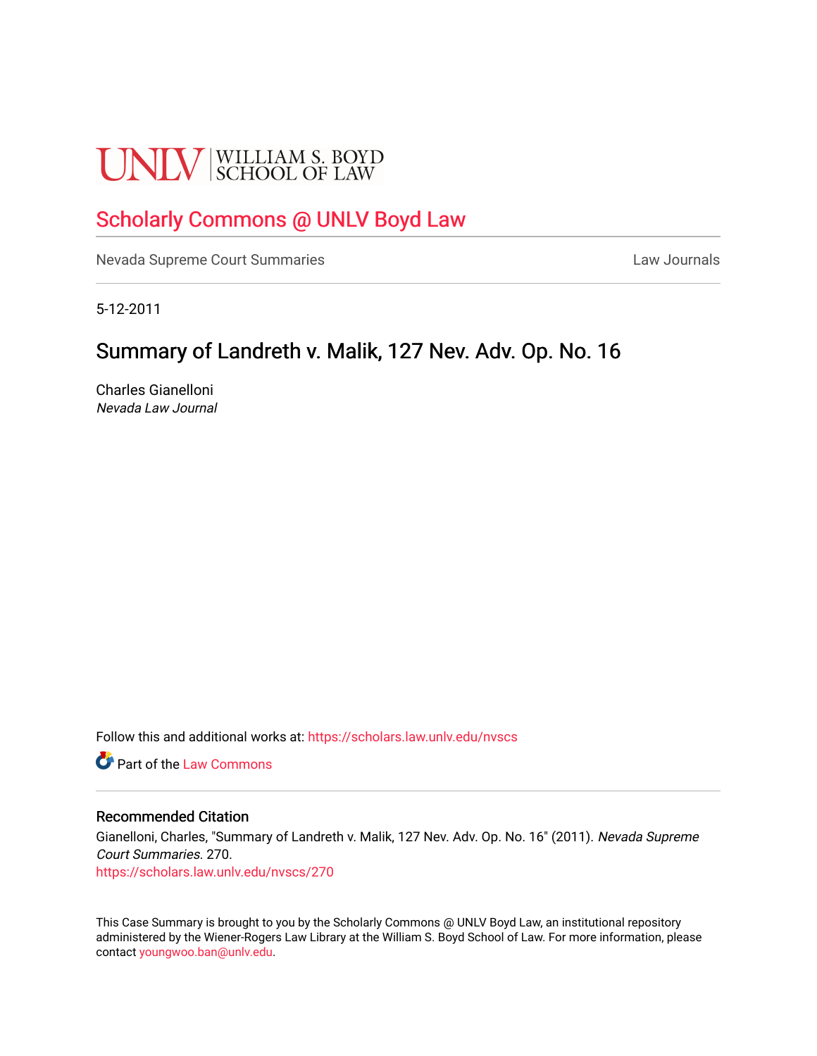UNLV | WILLIAM S. BOYD SCHOOL OF LAW

# Scholarly Commons @ UNLV Boyd Law

Nevada Supreme Court Summaries | Law Journals

5-12-2011

## Summary of Landreth v. Malik, 127 Nev. Adv. Op. No. 16

Charles Gianelloni
*Nevada Law Journal*

Follow this and additional works at: https://scholars.law.unlv.edu/nvscs

Part of the Law Commons

### Recommended Citation

Gianelloni, Charles, "Summary of Landreth v. Malik, 127 Nev. Adv. Op. No. 16" (2011). *Nevada Supreme Court Summaries*. 270.
https://scholars.law.unlv.edu/nvscs/270

This Case Summary is brought to you by the Scholarly Commons @ UNLV Boyd Law, an institutional repository administered by the Wiener-Rogers Law Library at the William S. Boyd School of Law. For more information, please contact youngwoo.ban@unlv.edu.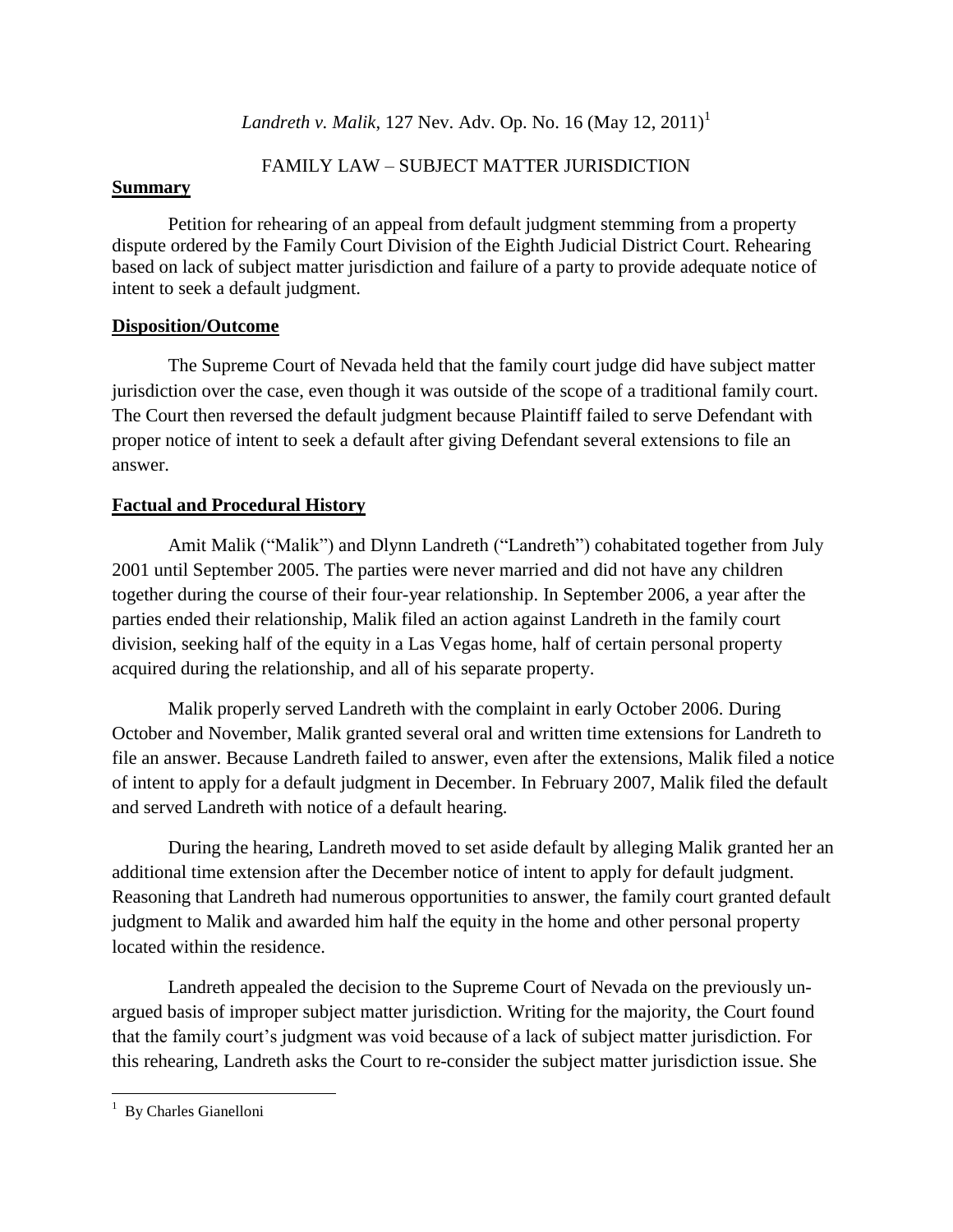*Landreth v. Malik*, 127 Nev. Adv. Op. No. 16 (May 12, 2011)[1]

FAMILY LAW – SUBJECT MATTER JURISDICTION

## Summary

Petition for rehearing of an appeal from default judgment stemming from a property dispute ordered by the Family Court Division of the Eighth Judicial District Court. Rehearing based on lack of subject matter jurisdiction and failure of a party to provide adequate notice of intent to seek a default judgment.

## Disposition/Outcome

The Supreme Court of Nevada held that the family court judge did have subject matter jurisdiction over the case, even though it was outside of the scope of a traditional family court. The Court then reversed the default judgment because Plaintiff failed to serve Defendant with proper notice of intent to seek a default after giving Defendant several extensions to file an answer.

## Factual and Procedural History

Amit Malik ("Malik") and Dlynn Landreth ("Landreth") cohabitated together from July 2001 until September 2005. The parties were never married and did not have any children together during the course of their four-year relationship. In September 2006, a year after the parties ended their relationship, Malik filed an action against Landreth in the family court division, seeking half of the equity in a Las Vegas home, half of certain personal property acquired during the relationship, and all of his separate property.

Malik properly served Landreth with the complaint in early October 2006. During October and November, Malik granted several oral and written time extensions for Landreth to file an answer. Because Landreth failed to answer, even after the extensions, Malik filed a notice of intent to apply for a default judgment in December. In February 2007, Malik filed the default and served Landreth with notice of a default hearing.

During the hearing, Landreth moved to set aside default by alleging Malik granted her an additional time extension after the December notice of intent to apply for default judgment. Reasoning that Landreth had numerous opportunities to answer, the family court granted default judgment to Malik and awarded him half the equity in the home and other personal property located within the residence.

Landreth appealed the decision to the Supreme Court of Nevada on the previously un-argued basis of improper subject matter jurisdiction. Writing for the majority, the Court found that the family court's judgment was void because of a lack of subject matter jurisdiction. For this rehearing, Landreth asks the Court to re-consider the subject matter jurisdiction issue. She

---

[1] By Charles Gianelloni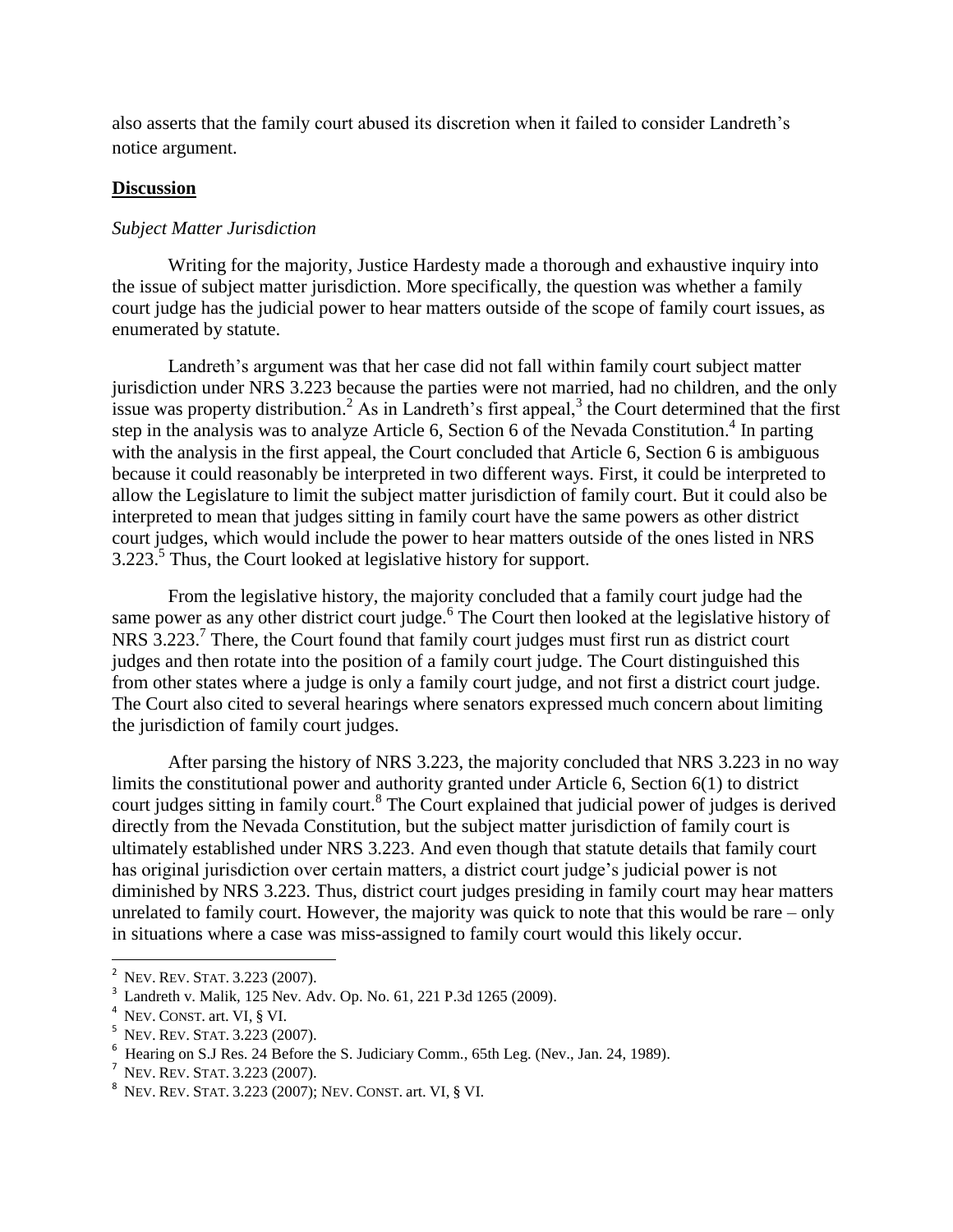also asserts that the family court abused its discretion when it failed to consider Landreth's notice argument.

**Discussion**

*Subject Matter Jurisdiction*

Writing for the majority, Justice Hardesty made a thorough and exhaustive inquiry into the issue of subject matter jurisdiction. More specifically, the question was whether a family court judge has the judicial power to hear matters outside of the scope of family court issues, as enumerated by statute.

Landreth's argument was that her case did not fall within family court subject matter jurisdiction under NRS 3.223 because the parties were not married, had no children, and the only issue was property distribution.[2] As in Landreth's first appeal,[3] the Court determined that the first step in the analysis was to analyze Article 6, Section 6 of the Nevada Constitution.[4] In parting with the analysis in the first appeal, the Court concluded that Article 6, Section 6 is ambiguous because it could reasonably be interpreted in two different ways. First, it could be interpreted to allow the Legislature to limit the subject matter jurisdiction of family court. But it could also be interpreted to mean that judges sitting in family court have the same powers as other district court judges, which would include the power to hear matters outside of the ones listed in NRS 3.223.[5] Thus, the Court looked at legislative history for support.

From the legislative history, the majority concluded that a family court judge had the same power as any other district court judge.[6] The Court then looked at the legislative history of NRS 3.223.[7] There, the Court found that family court judges must first run as district court judges and then rotate into the position of a family court judge. The Court distinguished this from other states where a judge is only a family court judge, and not first a district court judge. The Court also cited to several hearings where senators expressed much concern about limiting the jurisdiction of family court judges.

After parsing the history of NRS 3.223, the majority concluded that NRS 3.223 in no way limits the constitutional power and authority granted under Article 6, Section 6(1) to district court judges sitting in family court.[8] The Court explained that judicial power of judges is derived directly from the Nevada Constitution, but the subject matter jurisdiction of family court is ultimately established under NRS 3.223. And even though that statute details that family court has original jurisdiction over certain matters, a district court judge's judicial power is not diminished by NRS 3.223. Thus, district court judges presiding in family court may hear matters unrelated to family court. However, the majority was quick to note that this would be rare – only in situations where a case was miss-assigned to family court would this likely occur.

---

[2] NEV. REV. STAT. 3.223 (2007).
[3] Landreth v. Malik, 125 Nev. Adv. Op. No. 61, 221 P.3d 1265 (2009).
[4] NEV. CONST. art. VI, § VI.
[5] NEV. REV. STAT. 3.223 (2007).
[6] Hearing on S.J Res. 24 Before the S. Judiciary Comm., 65th Leg. (Nev., Jan. 24, 1989).
[7] NEV. REV. STAT. 3.223 (2007).
[8] NEV. REV. STAT. 3.223 (2007); NEV. CONST. art. VI, § VI.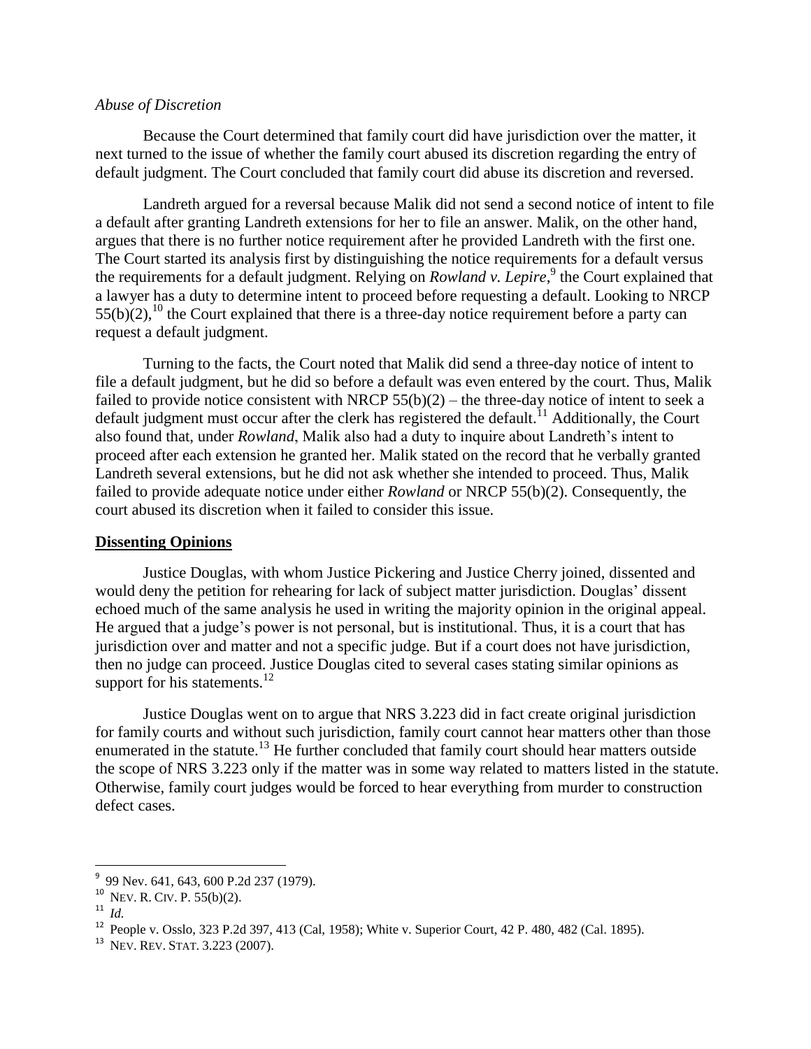*Abuse of Discretion*

Because the Court determined that family court did have jurisdiction over the matter, it next turned to the issue of whether the family court abused its discretion regarding the entry of default judgment. The Court concluded that family court did abuse its discretion and reversed.

Landreth argued for a reversal because Malik did not send a second notice of intent to file a default after granting Landreth extensions for her to file an answer. Malik, on the other hand, argues that there is no further notice requirement after he provided Landreth with the first one. The Court started its analysis first by distinguishing the notice requirements for a default versus the requirements for a default judgment. Relying on *Rowland v. Lepire*,[9] the Court explained that a lawyer has a duty to determine intent to proceed before requesting a default. Looking to NRCP 55(b)(2),[10] the Court explained that there is a three-day notice requirement before a party can request a default judgment.

Turning to the facts, the Court noted that Malik did send a three-day notice of intent to file a default judgment, but he did so before a default was even entered by the court. Thus, Malik failed to provide notice consistent with NRCP 55(b)(2) – the three-day notice of intent to seek a default judgment must occur after the clerk has registered the default.[11] Additionally, the Court also found that, under *Rowland*, Malik also had a duty to inquire about Landreth's intent to proceed after each extension he granted her. Malik stated on the record that he verbally granted Landreth several extensions, but he did not ask whether she intended to proceed. Thus, Malik failed to provide adequate notice under either *Rowland* or NRCP 55(b)(2). Consequently, the court abused its discretion when it failed to consider this issue.

**Dissenting Opinions**

Justice Douglas, with whom Justice Pickering and Justice Cherry joined, dissented and would deny the petition for rehearing for lack of subject matter jurisdiction. Douglas' dissent echoed much of the same analysis he used in writing the majority opinion in the original appeal. He argued that a judge's power is not personal, but is institutional. Thus, it is a court that has jurisdiction over and matter and not a specific judge. But if a court does not have jurisdiction, then no judge can proceed. Justice Douglas cited to several cases stating similar opinions as support for his statements.[12]

Justice Douglas went on to argue that NRS 3.223 did in fact create original jurisdiction for family courts and without such jurisdiction, family court cannot hear matters other than those enumerated in the statute.[13] He further concluded that family court should hear matters outside the scope of NRS 3.223 only if the matter was in some way related to matters listed in the statute. Otherwise, family court judges would be forced to hear everything from murder to construction defect cases.

---

[9] 99 Nev. 641, 643, 600 P.2d 237 (1979).

[10] NEV. R. CIV. P. 55(b)(2).

[11] *Id.*

[12] People v. Osslo, 323 P.2d 397, 413 (Cal, 1958); White v. Superior Court, 42 P. 480, 482 (Cal. 1895).

[13] NEV. REV. STAT. 3.223 (2007).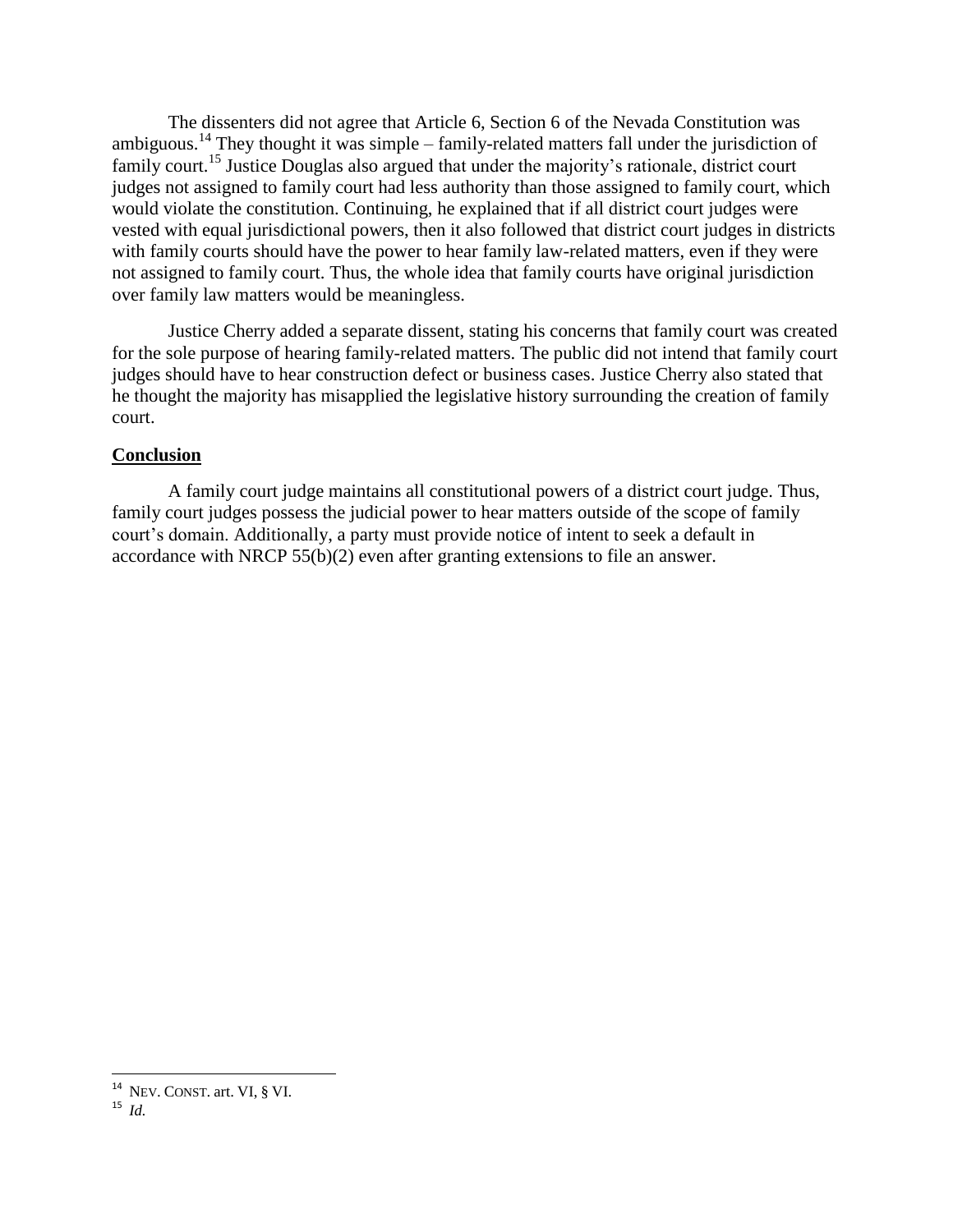The dissenters did not agree that Article 6, Section 6 of the Nevada Constitution was ambiguous.[14] They thought it was simple – family-related matters fall under the jurisdiction of family court.[15] Justice Douglas also argued that under the majority's rationale, district court judges not assigned to family court had less authority than those assigned to family court, which would violate the constitution. Continuing, he explained that if all district court judges were vested with equal jurisdictional powers, then it also followed that district court judges in districts with family courts should have the power to hear family law-related matters, even if they were not assigned to family court. Thus, the whole idea that family courts have original jurisdiction over family law matters would be meaningless.

Justice Cherry added a separate dissent, stating his concerns that family court was created for the sole purpose of hearing family-related matters. The public did not intend that family court judges should have to hear construction defect or business cases. Justice Cherry also stated that he thought the majority has misapplied the legislative history surrounding the creation of family court.

## **Conclusion**

A family court judge maintains all constitutional powers of a district court judge. Thus, family court judges possess the judicial power to hear matters outside of the scope of family court's domain. Additionally, a party must provide notice of intent to seek a default in accordance with NRCP 55(b)(2) even after granting extensions to file an answer.

---

[14] NEV. CONST. art. VI, § VI.

[15] *Id.*